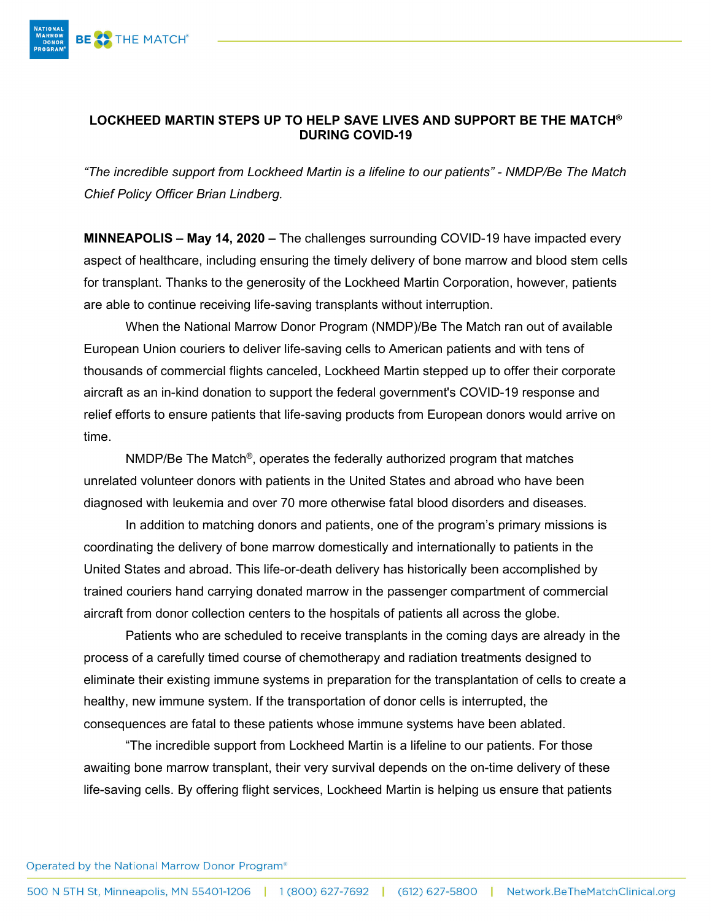# LOCKHEED MARTIN STEPS UP TO HELP SAVE LIVES AND SUPPORT BE THE MATCH® DURING COVID-19

*"The incredible support from Lockheed Martin is a lifeline to our patients" - NMDP/Be The Match Chief Policy Officer Brian Lindberg.*

**MINNEAPOLIS – May 14, 2020 –** The challenges surrounding COVID-19 have impacted every aspect of healthcare, including ensuring the timely delivery of bone marrow and blood stem cells for transplant. Thanks to the generosity of the Lockheed Martin Corporation, however, patients are able to continue receiving life-saving transplants without interruption.

When the National Marrow Donor Program (NMDP)/Be The Match ran out of available European Union couriers to deliver life-saving cells to American patients and with tens of thousands of commercial flights canceled, Lockheed Martin stepped up to offer their corporate aircraft as an in-kind donation to support the federal government's COVID-19 response and relief efforts to ensure patients that life-saving products from European donors would arrive on time.

NMDP/Be The Match®, operates the federally authorized program that matches unrelated volunteer donors with patients in the United States and abroad who have been diagnosed with leukemia and over 70 more otherwise fatal blood disorders and diseases.

In addition to matching donors and patients, one of the program's primary missions is coordinating the delivery of bone marrow domestically and internationally to patients in the United States and abroad. This life-or-death delivery has historically been accomplished by trained couriers hand carrying donated marrow in the passenger compartment of commercial aircraft from donor collection centers to the hospitals of patients all across the globe.

Patients who are scheduled to receive transplants in the coming days are already in the process of a carefully timed course of chemotherapy and radiation treatments designed to eliminate their existing immune systems in preparation for the transplantation of cells to create a healthy, new immune system. If the transportation of donor cells is interrupted, the consequences are fatal to these patients whose immune systems have been ablated.

"The incredible support from Lockheed Martin is a lifeline to our patients. For those awaiting bone marrow transplant, their very survival depends on the on-time delivery of these life-saving cells. By offering flight services, Lockheed Martin is helping us ensure that patients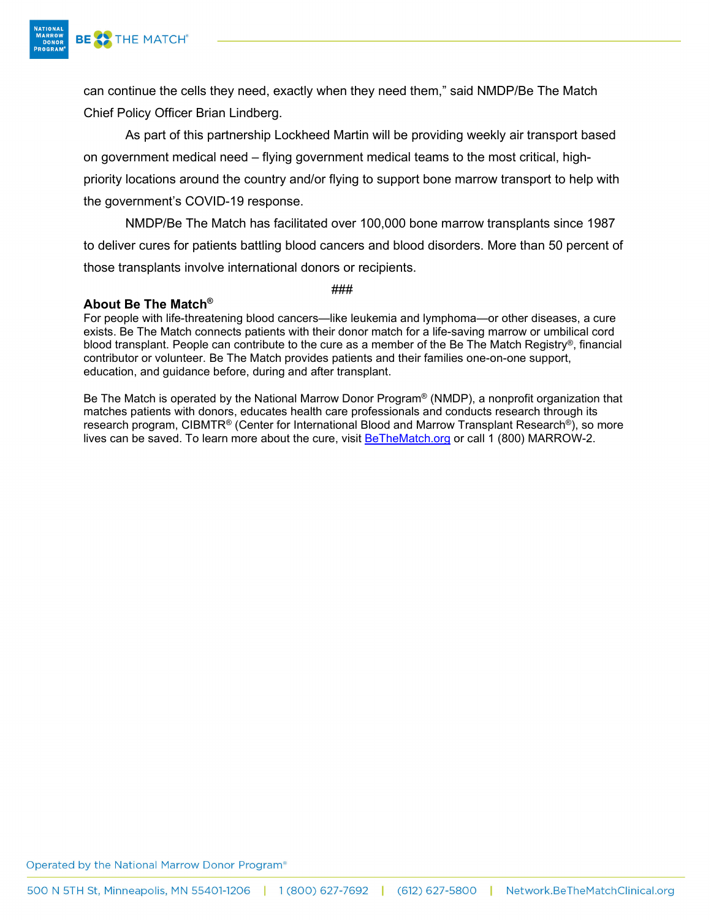can continue the cells they need, exactly when they need them," said NMDP/Be The Match Chief Policy Officer Brian Lindberg.

As part of this partnership Lockheed Martin will be providing weekly air transport based on government medical need – flying government medical teams to the most critical, high-priority locations around the country and/or flying to support bone marrow transport to help with the government's COVID-19 response.

NMDP/Be The Match has facilitated over 100,000 bone marrow transplants since 1987 to deliver cures for patients battling blood cancers and blood disorders. More than 50 percent of those transplants involve international donors or recipients.

###

**About Be The Match®**

For people with life-threatening blood cancers—like leukemia and lymphoma—or other diseases, a cure exists. Be The Match connects patients with their donor match for a life-saving marrow or umbilical cord blood transplant. People can contribute to the cure as a member of the Be The Match Registry®, financial contributor or volunteer. Be The Match provides patients and their families one-on-one support, education, and guidance before, during and after transplant.

Be The Match is operated by the National Marrow Donor Program® (NMDP), a nonprofit organization that matches patients with donors, educates health care professionals and conducts research through its research program, CIBMTR® (Center for International Blood and Marrow Transplant Research®), so more lives can be saved. To learn more about the cure, visit BeTheMatch.org or call 1 (800) MARROW-2.